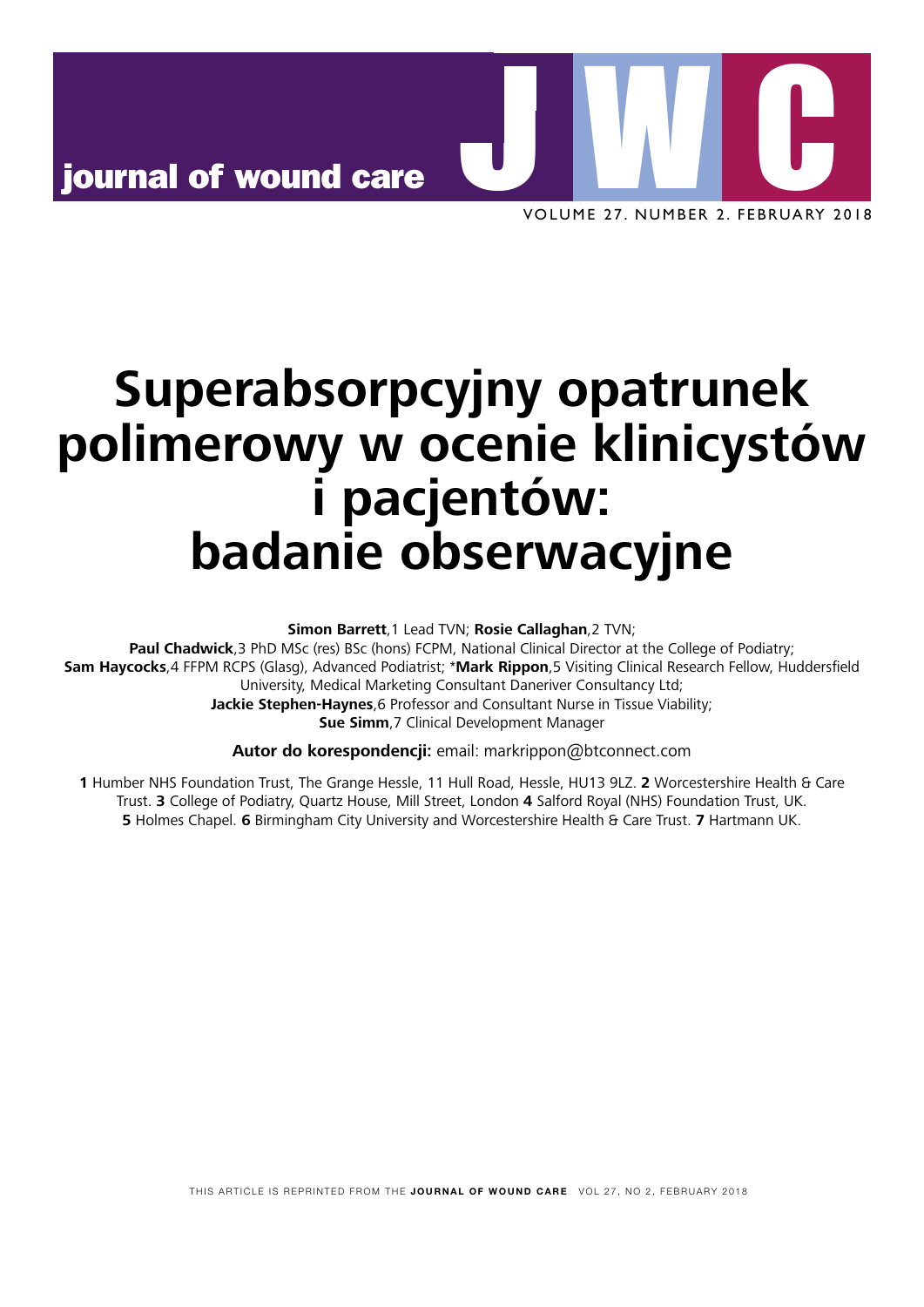# Superabsorpcyjny opatrunek polimerowy w ocenie klinicystów i pacjentów: badanie obserwacyjne

**Simon Barrett**,1 Lead TVN; **Rosie Callaghan**,2 TVN;
**Paul Chadwick**,3 PhD MSc (res) BSc (hons) FCPM, National Clinical Director at the College of Podiatry;
**Sam Haycocks**,4 FFPM RCPS (Glasg), Advanced Podiatrist; ***Mark Rippon**,5 Visiting Clinical Research Fellow, Huddersfield University, Medical Marketing Consultant Daneriver Consultancy Ltd;
**Jackie Stephen-Haynes**,6 Professor and Consultant Nurse in Tissue Viability;
**Sue Simm**,7 Clinical Development Manager

**Autor do korespondencji:** email: markrippon@btconnect.com

**1** Humber NHS Foundation Trust, The Grange Hessle, 11 Hull Road, Hessle, HU13 9LZ. **2** Worcestershire Health & Care Trust. **3** College of Podiatry, Quartz House, Mill Street, London **4** Salford Royal (NHS) Foundation Trust, UK. **5** Holmes Chapel. **6** Birmingham City University and Worcestershire Health & Care Trust. **7** Hartmann UK.

THIS ARTICLE IS REPRINTED FROM THE **JOURNAL OF WOUND CARE** VOL 27, NO 2, FEBRUARY 2018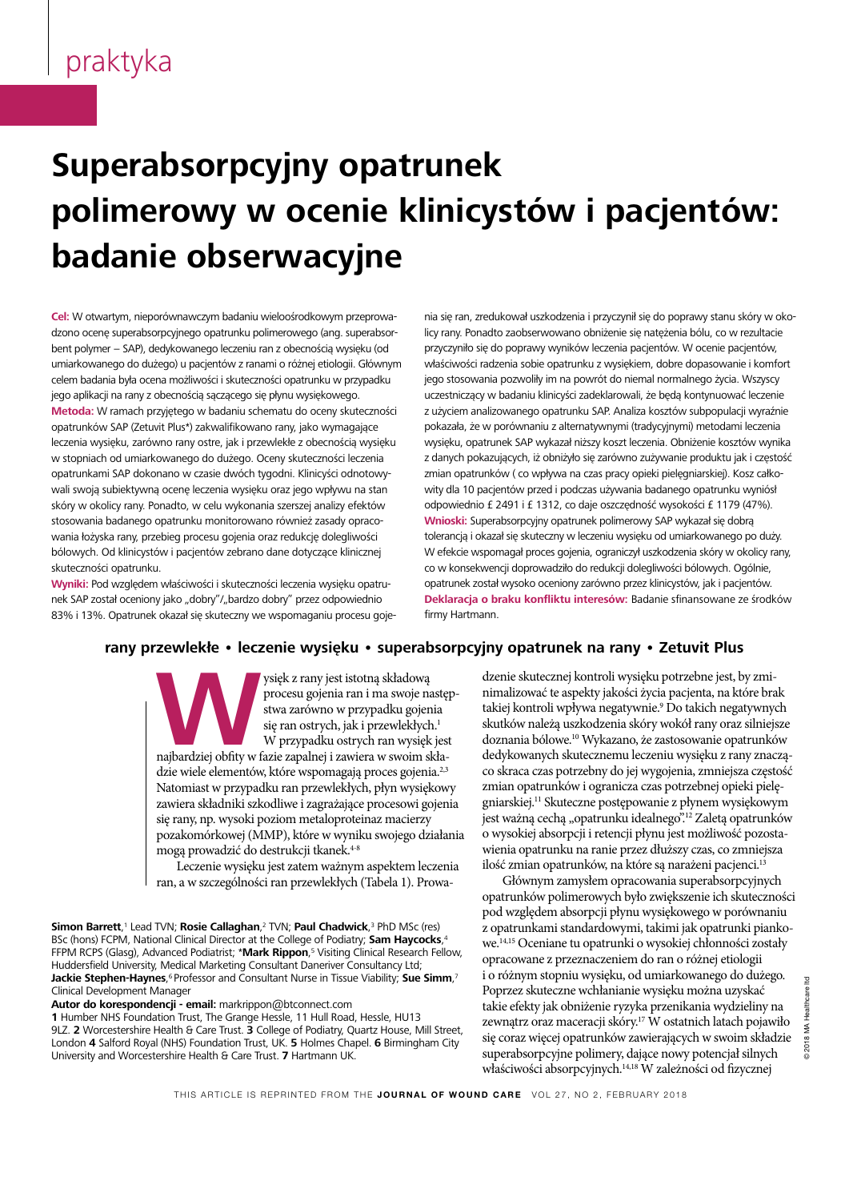praktyka

# Superabsorpcyjny opatrunek polimerowy w ocenie klinicystów i pacjentów: badanie obserwacyjne

**Cel:** W otwartym, nieporównawczym badaniu wieloośrodkowym przeprowadzono ocenę superabsorpcyjnego opatrunku polimerowego (ang. superabsorbent polymer – SAP), dedykowanego leczeniu ran z obecnością wysięku (od umiarkowanego do dużego) u pacjentów z ranami o różnej etiologii. Głównym celem badania była ocena możliwości i skuteczności opatrunku w przypadku jego aplikacji na rany z obecnością sączącego się płynu wysiękowego.
**Metoda:** W ramach przyjętego w badaniu schematu do oceny skuteczności opatrunków SAP (Zetuvit Plus*) zakwalifikowano rany, jako wymagające leczenia wysięku, zarówno rany ostre, jak i przewlekłe z obecnością wysięku w stopniach od umiarkowanego do dużego. Oceny skuteczności leczenia opatrunkami SAP dokonano w czasie dwóch tygodni. Klinicyści odnotowywali swoją subiektywną ocenę leczenia wysięku oraz jego wpływu na stan skóry w okolicy rany. Ponadto, w celu wykonania szerszej analizy efektów stosowania badanego opatrunku monitorowano również zasady opracowania łożyska rany, przebieg procesu gojenia oraz redukcję dolegliwości bólowych. Od klinicystów i pacjentów zebrano dane dotyczące klinicznej skuteczności opatrunku.
**Wyniki:** Pod względem właściwości i skuteczności leczenia wysięku opatrunek SAP został oceniony jako „dobry"/„bardzo dobry" przez odpowiednio 83% i 13%. Opatrunek okazał się skuteczny we wspomaganiu procesu gojenia się ran, zredukował uszkodzenia i przyczynił się do poprawy stanu skóry w okolicy rany. Ponadto zaobserwowano obniżenie się natężenia bólu, co w rezultacie przyczyniło się do poprawy wyników leczenia pacjentów. W ocenie pacjentów, właściwości radzenia sobie opatrunku z wysiękiem, dobre dopasowanie i komfort jego stosowania pozwoliły im na powrót do niemal normalnego życia. Wszyscy uczestniczący w badaniu klinicyści zadeklarowali, że będą kontynuować leczenie z użyciem analizowanego opatrunku SAP. Analiza kosztów subpopulacji wyraźnie pokazała, że w porównaniu z alternatywnymi (tradycyjnymi) metodami leczenia wysięku, opatrunek SAP wykazał niższy koszt leczenia. Obniżenie kosztów wynika z danych pokazujących, iż obniżyło się zarówno zużywanie produktu jak i częstość zmian opatrunków ( co wpływa na czas pracy opieki pielęgniarskiej). Kosz całkowity dla 10 pacjentów przed i podczas używania badanego opatrunku wyniósł odpowiednio £ 2491 i £ 1312, co daje oszczędność wysokości £ 1179 (47%).
**Wnioski:** Superabsorpcyjny opatrunek polimerowy SAP wykazał się dobrą tolerancją i okazał się skuteczny w leczeniu wysięku od umiarkowanego po duży. W efekcie wspomagał proces gojenia, ograniczył uszkodzenia skóry w okolicy rany, co w konsekwencji doprowadziło do redukcji dolegliwości bólowych. Ogólnie, opatrunek został wysoko oceniony zarówno przez klinicystów, jak i pacjentów.
**Deklaracja o braku konfliktu interesów:** Badanie sfinansowane ze środków firmy Hartmann.

**rany przewlekłe • leczenie wysięku • superabsorpcyjny opatrunek na rany • Zetuvit Plus**

Wysięk z rany jest istotną składową procesu gojenia ran i ma swoje następstwa zarówno w przypadku gojenia się ran ostrych, jak i przewlekłych.[1] W przypadku ostrych ran wysięk jest najbardziej obfity w fazie zapalnej i zawiera w swoim składzie wiele elementów, które wspomagają proces gojenia.[2,3] Natomiast w przypadku ran przewlekłych, płyn wysiękowy zawiera składniki szkodliwe i zagrażające procesowi gojenia się rany, np. wysoki poziom metaloproteinaz macierzy pozakomórkowej (MMP), które w wyniku swojego działania mogą prowadzić do destrukcji tkanek.[4-8]

Leczenie wysięku jest zatem ważnym aspektem leczenia ran, a w szczególności ran przewlekłych (Tabela 1). Prowadzenie skutecznej kontroli wysięku potrzebne jest, by zminimalizować te aspekty jakości życia pacjenta, na które brak takiej kontroli wpływa negatywnie.[9] Do takich negatywnych skutków należą uszkodzenia skóry wokół rany oraz silniejsze doznania bólowe.[10] Wykazano, że zastosowanie opatrunków dedykowanych skutecznemu leczeniu wysięku z rany znacząco skraca czas potrzebny do jej wygojenia, zmniejsza częstość zmian opatrunków i ogranicza czas potrzebnej opieki pielęgniarskiej.[11] Skuteczne postępowanie z płynem wysiękowym jest ważną cechą „opatrunku idealnego".[12] Zaletą opatrunków o wysokiej absorpcji i retencji płynu jest możliwość pozostawienia opatrunku na ranie przez dłuższy czas, co zmniejsza ilość zmian opatrunków, na które są narażeni pacjenci.[13]

Głównym zamysłem opracowania superabsorpcyjnych opatrunków polimerowych było zwiększenie ich skuteczności pod względem absorpcji płynu wysiękowego w porównaniu z opatrunkami standardowymi, takimi jak opatrunki piankowe.[14,15] Oceniane tu opatrunki o wysokiej chłonności zostały opracowane z przeznaczeniem do ran o różnej etiologii i o różnym stopniu wysięku, od umiarkowanego do dużego. Poprzez skuteczne wchłanianie wysięku można uzyskać takie efekty jak obniżenie ryzyka przenikania wydzieliny na zewnątrz oraz maceracji skóry.[17] W ostatnich latach pojawiło się coraz więcej opatrunków zawierających w swoim składzie superabsorpcyjne polimery, dające nowy potencjał silnych właściwości absorpcyjnych.[14,18] W zależności od fizycznej

**Simon Barrett**,[1] Lead TVN; **Rosie Callaghan**,[2] TVN; **Paul Chadwick**,[3] PhD MSc (res) BSc (hons) FCPM, National Clinical Director at the College of Podiatry; **Sam Haycocks**,[4] FFPM RCPS (Glasg), Advanced Podiatrist; ***Mark Rippon**,[5] Visiting Clinical Research Fellow, Huddersfield University, Medical Marketing Consultant Daneriver Consultancy Ltd; **Jackie Stephen-Haynes**,[6] Professor and Consultant Nurse in Tissue Viability; **Sue Simm**,[7] Clinical Development Manager

**Autor do korespondencji - email:** markrippon@btconnect.com

**1** Humber NHS Foundation Trust, The Grange Hessle, 11 Hull Road, Hessle, HU13 9LZ. **2** Worcestershire Health & Care Trust. **3** College of Podiatry, Quartz House, Mill Street, London **4** Salford Royal (NHS) Foundation Trust, UK. **5** Holmes Chapel. **6** Birmingham City University and Worcestershire Health & Care Trust. **7** Hartmann UK.

© 2018 MA Healthcare ltd

THIS ARTICLE IS REPRINTED FROM THE JOURNAL OF WOUND CARE VOL 27, NO 2, FEBRUARY 2018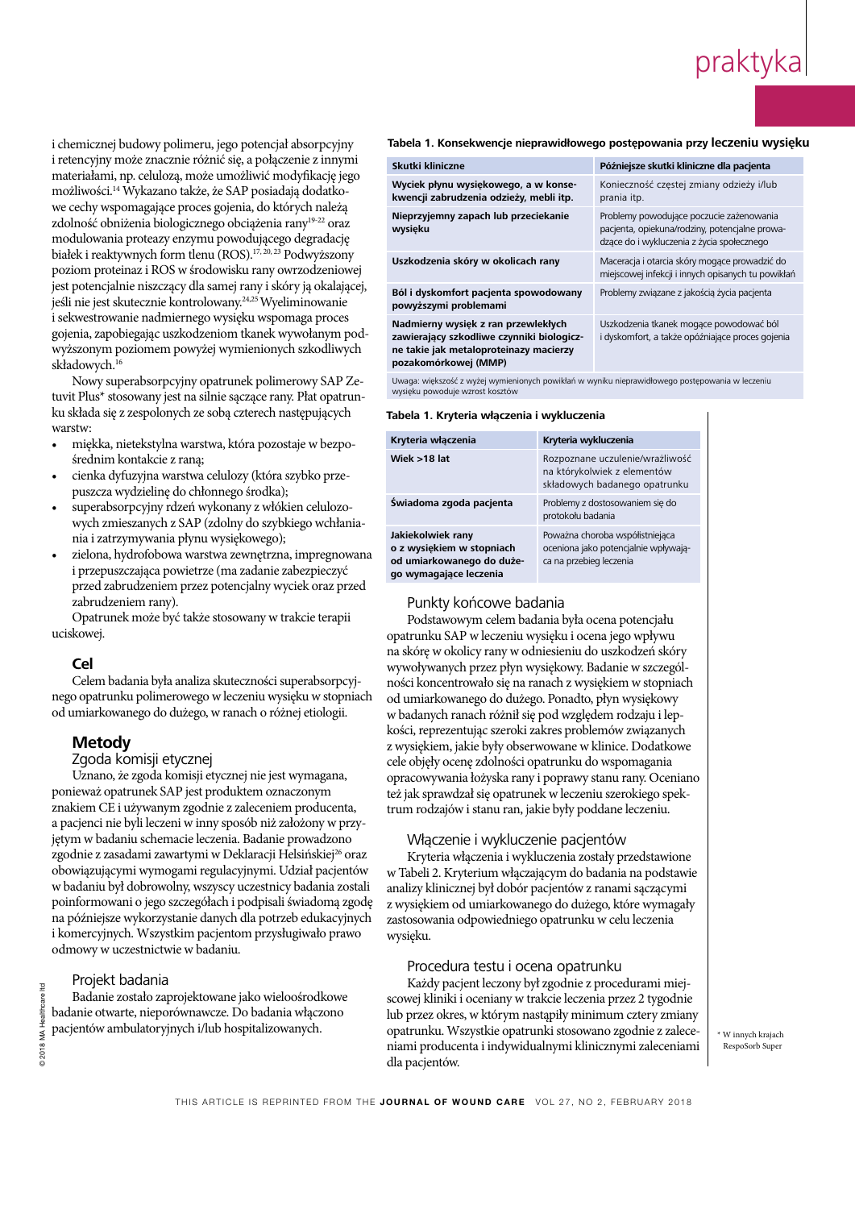i chemicznej budowy polimeru, jego potencjał absorpcyjny i retencyjny może znacznie różnić się, a połączenie z innymi materiałami, np. celulozą, może umożliwić modyfikację jego możliwości.[14] Wykazano także, że SAP posiadają dodatkowe cechy wspomagające proces gojenia, do których należą zdolność obniżenia biologicznego obciążenia rany[19-22] oraz modulowania proteazy enzymu powodującego degradację białek i reaktywnych form tlenu (ROS).[17, 20, 23] Podwyższony poziom proteinaz i ROS w środowisku rany owrzodzeniowej jest potencjalnie niszczący dla samej rany i skóry ją okalającej, jeśli nie jest skutecznie kontrolowany.[24,25] Wyeliminowanie i sekwestrowanie nadmiernego wysięku wspomaga proces gojenia, zapobiegając uszkodzeniom tkanek wywołanym podwyższonym poziomem powyżej wymienionych szkodliwych składowych.[16]

Nowy superabsorpcyjny opatrunek polimerowy SAP Zetuvit Plus* stosowany jest na silnie sączące rany. Płat opatrunku składa się z zespolonych ze sobą czterech następujących warstw:

- miękka, nietekstylna warstwa, która pozostaje w bezpośrednim kontakcie z raną;
- cienka dyfuzyjna warstwa celulozy (która szybko przepuszcza wydzielinę do chłonnego środka);
- superabsorpcyjny rdzeń wykonany z włókien celulozowych zmieszanych z SAP (zdolny do szybkiego wchłania­nia i zatrzymywania płynu wysiękowego);
- zielona, hydrofobowa warstwa zewnętrzna, impregnowana i przepuszczająca powietrze (ma zadanie zabezpieczyć przed zabrudzeniem przez potencjalny wyciek oraz przed zabrudzeniem rany).

Opatrunek może być także stosowany w trakcie terapii uciskowej.

## Cel

Celem badania była analiza skuteczności superabsorpcyjnego opatrunku polimerowego w leczeniu wysięku w stopniach od umiarkowanego do dużego, w ranach o różnej etiologii.

## Metody

### Zgoda komisji etycznej

Uznano, że zgoda komisji etycznej nie jest wymagana, ponieważ opatrunek SAP jest produktem oznaczonym znakiem CE i używanym zgodnie z zaleceniem producenta, a pacjenci nie byli leczeni w inny sposób niż założony w przyjętym w badaniu schemacie leczenia. Badanie prowadzono zgodnie z zasadami zawartymi w Deklaracji Helsińskiej[26] oraz obowiązującymi wymogami regulacyjnymi. Udział pacjentów w badaniu był dobrowolny, wszyscy uczestnicy badania zostali poinformowani o jego szczegółach i podpisali świadomą zgodę na późniejsze wykorzystanie danych dla potrzeb edukacyjnych i komercyjnych. Wszystkim pacjentom przysługiwało prawo odmowy w uczestnictwie w badaniu.

### Projekt badania

Badanie zostało zaprojektowane jako wieloośrodkowe badanie otwarte, nieporównawcze. Do badania włączono pacjentów ambulatoryjnych i/lub hospitalizowanych.

**Tabela 1. Konsekwencje nieprawidłowego postępowania przy leczeniu wysięku**

| Skutki kliniczne | Późniejsze skutki kliniczne dla pacjenta |
|---|---|
| **Wyciek płynu wysiękowego, a w konsekwencji zabrudzenia odzieży, mebli itp.** | Konieczność częstej zmiany odzieży i/lub prania itp. |
| **Nieprzyjemny zapach lub przeciekanie wysięku** | Problemy powodujące poczucie zażenowania pacjenta, opiekuna/rodziny, potencjalne prowadzące do i wykluczenia z życia społecznego |
| **Uszkodzenia skóry w okolicach rany** | Maceracja i otarcia skóry mogące prowadzić do miejscowej infekcji i innych opisanych tu powikłań |
| **Ból i dyskomfort pacjenta spowodowany powyższymi problemami** | Problemy związane z jakością życia pacjenta |
| **Nadmierny wysięk z ran przewlekłych zawierający szkodliwe czynniki biologiczne takie jak metaloproteinazy macierzy pozakomórkowej (MMP)** | Uszkodzenia tkanek mogące powodować ból i dyskomfort, a także opóźniające proces gojenia |

Uwaga: większość z wyżej wymienionych powikłań w wyniku nieprawidłowego postępowania w leczeniu wysięku powoduje wzrost kosztów

**Tabela 1. Kryteria włączenia i wykluczenia**

| Kryteria włączenia | Kryteria wykluczenia |
|---|---|
| **Wiek >18 lat** | Rozpoznane uczulenie/wrażliwość na którykolwiek z elementów składowych badanego opatrunku |
| **Świadoma zgoda pacjenta** | Problemy z dostosowaniem się do protokołu badania |
| **Jakiekolwiek rany o z wysiękiem w stopniach od umiarkowanego do dużego wymagające leczenia** | Poważna choroba współistniejąca oceniona jako potencjalnie wpływająca na przebieg leczenia |

### Punkty końcowe badania

Podstawowym celem badania była ocena potencjału opatrunku SAP w leczeniu wysięku i ocena jego wpływu na skórę w okolicy rany w odniesieniu do uszkodzeń skóry wywoływanych przez płyn wysiękowy. Badanie w szczególności koncentrowało się na ranach z wysiękiem w stopniach od umiarkowanego do dużego. Ponadto, płyn wysiękowy w badanych ranach różnił się pod względem rodzaju i lepkości, reprezentując szeroki zakres problemów związanych z wysiękiem, jakie były obserwowane w klinice. Dodatkowe cele objęły ocenę zdolności opatrunku do wspomagania opracowywania łożyska rany i poprawy stanu rany. Oceniano też jak sprawdzał się opatrunek w leczeniu szerokiego spektrum rodzajów i stanu ran, jakie były poddane leczeniu.

### Włączenie i wykluczenie pacjentów

Kryteria włączenia i wykluczenia zostały przedstawione w Tabeli 2. Kryterium włączającym do badania na podstawie analizy klinicznej był dobór pacjentów z ranami sączącymi z wysiękiem od umiarkowanego do dużego, które wymagały zastosowania odpowiedniego opatrunku w celu leczenia wysięku.

### Procedura testu i ocena opatrunku

Każdy pacjent leczony był zgodnie z procedurami miejscowej kliniki i oceniany w trakcie leczenia przez 2 tygodnie lub przez okres, w którym nastąpiły minimum cztery zmiany opatrunku. Wszystkie opatrunki stosowano zgodnie z zaleceniami producenta i indywidualnymi klinicznymi zaleceniami dla pacjentów.

\* W innych krajach RespoSorb Super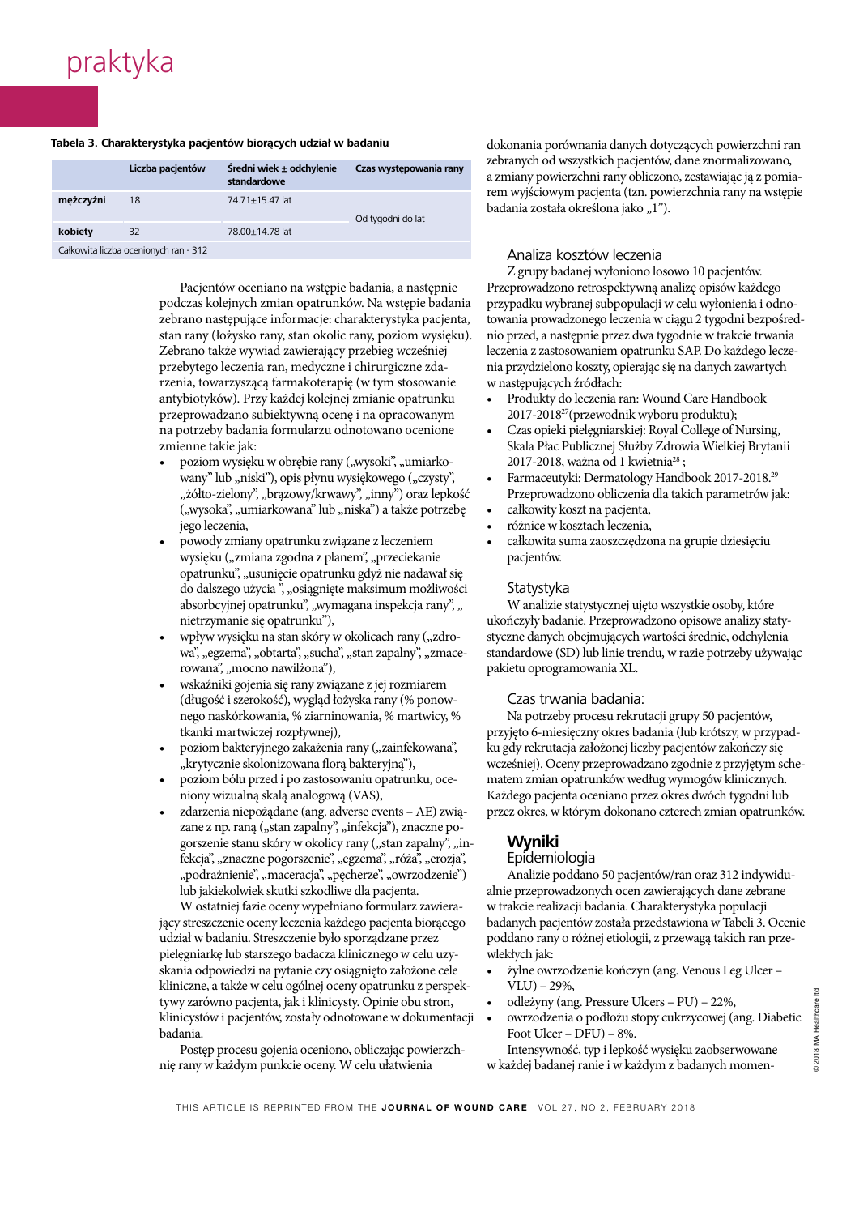**Tabela 3. Charakterystyka pacjentów biorących udział w badaniu**

| | Liczba pacjentów | Średni wiek ± odchylenie standardowe | Czas występowania rany |
|---|---|---|---|
| **mężczyźni** | 18 | 74.71±15.47 lat | Od tygodni do lat |
| **kobiety** | 32 | 78.00±14.78 lat | |
| Całkowita liczba ocenionych ran - 312 | | | |

Pacjentów oceniano na wstępie badania, a następnie podczas kolejnych zmian opatrunków. Na wstępie badania zebrano następujące informacje: charakterystyka pacjenta, stan rany (łożysko rany, stan okolic rany, poziom wysięku). Zebrano także wywiad zawierający przebieg wcześniej przebytego leczenia ran, medyczne i chirurgiczne zdarzenia, towarzyszącą farmakoterapię (w tym stosowanie antybiotyków). Przy każdej kolejnej zmianie opatrunku przeprowadzano subiektywną ocenę i na opracowanym na potrzeby badania formularzu odnotowano ocenione zmienne takie jak:

- poziom wysięku w obrębie rany („wysoki", „umiarkowany" lub „niski"), opis płynu wysiękowego („czysty", „żółto-zielony", „brązowy/krwawy", „inny") oraz lepkość („wysoka", „umiarkowana" lub „niska") a także potrzebę jego leczenia,
- powody zmiany opatrunku związane z leczeniem wysięku („zmiana zgodna z planem", „przeciekanie opatrunku", „usunięcie opatrunku gdyż nie nadawał się do dalszego użycia ", „osiągnięte maksimum możliwości absorbcyjnej opatrunku", „wymagana inspekcja rany", „ nietrzymanie się opatrunku"),
- wpływ wysięku na stan skóry w okolicach rany („zdrowa", „egzema", „obtarta", „sucha", „stan zapalny", „zmacerowana", „mocno nawilżona"),
- wskaźniki gojenia się rany związane z jej rozmiarem (długość i szerokość), wygląd łożyska rany (% ponownego naskórkowania, % ziarninowania, % martwicy, % tkanki martwiczej rozpływnej),
- poziom bakteryjnego zakażenia rany („zainfekowana", „krytycznie skolonizowana florą bakteryjną"),
- poziom bólu przed i po zastosowaniu opatrunku, oceniony wizualną skalą analogową (VAS),
- zdarzenia niepożądane (ang. adverse events – AE) związane z np. raną („stan zapalny", „infekcja"), znaczne pogorszenie stanu skóry w okolicy rany („stan zapalny", „infekcja", „znaczne pogorszenie", „egzema", „róża", „erozja", „podrażnienie", „maceracja", „pęcherze", „owrzodzenie") lub jakiekolwiek skutki szkodliwe dla pacjenta.

W ostatniej fazie oceny wypełniano formularz zawierający streszczenie oceny leczenia każdego pacjenta biorącego udział w badaniu. Streszczenie było sporządzane przez pielęgniarkę lub starszego badacza klinicznego w celu uzyskania odpowiedzi na pytanie czy osiągnięto założone cele kliniczne, a także w celu ogólnej oceny opatrunku z perspektywy zarówno pacjenta, jak i klinicysty. Opinie obu stron, klinicystów i pacjentów, zostały odnotowane w dokumentacji badania.

Postęp procesu gojenia oceniono, obliczając powierzchnię rany w każdym punkcie oceny. W celu ułatwienia dokonania porównania danych dotyczących powierzchni ran zebranych od wszystkich pacjentów, dane znormalizowano, a zmiany powierzchni rany obliczono, zestawiając ją z pomiarem wyjściowym pacjenta (tzn. powierzchnia rany na wstępie badania została określona jako „1").

### Analiza kosztów leczenia

Z grupy badanej wyłoniono losowo 10 pacjentów. Przeprowadzono retrospektywną analizę opisów każdego przypadku wybranej subpopulacji w celu wyłonienia i odnotowania prowadzonego leczenia w ciągu 2 tygodni bezpośrednio przed, a następnie przez dwa tygodnie w trakcie trwania leczenia z zastosowaniem opatrunku SAP. Do każdego leczenia przydzielono koszty, opierając się na danych zawartych w następujących źródłach:

- Produkty do leczenia ran: Wound Care Handbook 2017-2018[27] (przewodnik wyboru produktu);
- Czas opieki pielęgniarskiej: Royal College of Nursing, Skala Płac Publicznej Służby Zdrowia Wielkiej Brytanii 2017-2018, ważna od 1 kwietnia[28] ;
- Farmaceutyki: Dermatology Handbook 2017-2018.[29]

Przeprowadzono obliczenia dla takich parametrów jak:

- całkowity koszt na pacjenta,
- różnice w kosztach leczenia,
- całkowita suma zaoszczędzona na grupie dziesięciu pacjentów.

### Statystyka

W analizie statystycznej ujęto wszystkie osoby, które ukończyły badanie. Przeprowadzono opisowe analizy statystyczne danych obejmujących wartości średnie, odchylenia standardowe (SD) lub linie trendu, w razie potrzeby używając pakietu oprogramowania XL.

### Czas trwania badania:

Na potrzeby procesu rekrutacji grupy 50 pacjentów, przyjęto 6-miesięczny okres badania (lub krótszy, w przypadku gdy rekrutacja założonej liczby pacjentów zakończy się wcześniej). Oceny przeprowadzano zgodnie z przyjętym schematem zmian opatrunków według wymogów klinicznych. Każdego pacjenta oceniano przez okres dwóch tygodni lub przez okres, w którym dokonano czterech zmian opatrunków.

## Wyniki

### Epidemiologia

Analizie poddano 50 pacjentów/ran oraz 312 indywidualnie przeprowadzonych ocen zawierających dane zebrane w trakcie realizacji badania. Charakterystyka populacji badanych pacjentów została przedstawiona w Tabeli 3. Ocenie poddano rany o różnej etiologii, z przewagą takich ran przewlekłych jak:

- żylne owrzodzenie kończyn (ang. Venous Leg Ulcer – VLU) – 29%,
- odleżyny (ang. Pressure Ulcers – PU) – 22%,
- owrzodzenia o podłożu stopy cukrzycowej (ang. Diabetic Foot Ulcer – DFU) – 8%.

Intensywność, typ i lepkość wysięku zaobserwowane w każdej badanej ranie i w każdym z badanych momen-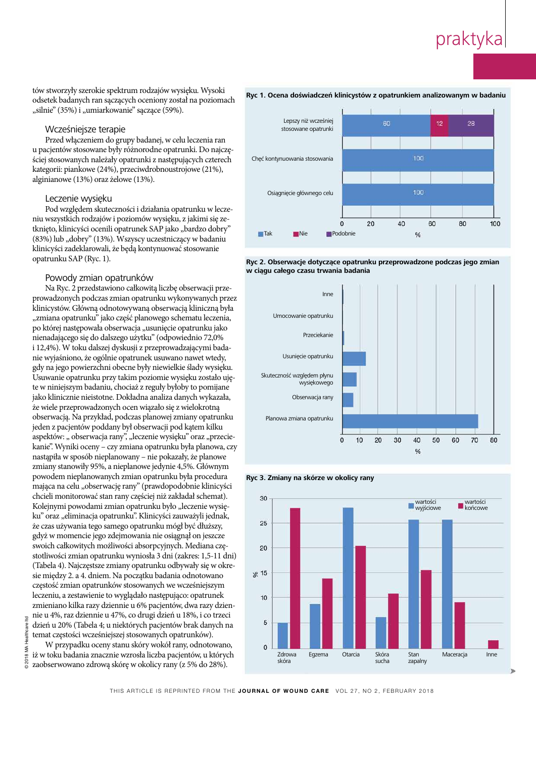tów stworzyły szerokie spektrum rodzajów wysięku. Wysoki odsetek badanych ran sączących oceniony został na poziomach „silnie" (35%) i „umiarkowanie" sączące (59%).

### Wcześniejsze terapie

Przed włączeniem do grupy badanej, w celu leczenia ran u pacjentów stosowane były różnorodne opatrunki. Do najczęściej stosowanych należały opatrunki z następujących czterech kategorii: piankowe (24%), przeciwdrobnoustrojowe (21%), alginianowe (13%) oraz żelowe (13%).

### Leczenie wysięku

Pod względem skuteczności i działania opatrunku w leczeniu wszystkich rodzajów i poziomów wysięku, z jakimi się zetknięto, klinicyści ocenili opatrunek SAP jako „bardzo dobry" (83%) lub „dobry" (13%). Wszyscy uczestniczący w badaniu klinicyści zadeklarowali, że będą kontynuować stosowanie opatrunku SAP (Ryc. 1).

### Powody zmian opatrunków

Na Ryc. 2 przedstawiono całkowitą liczbę obserwacji przeprowadzonych podczas zmian opatrunku wykonywanych przez klinicystów. Główną odnotowywaną obserwacją kliniczną była „zmiana opatrunku" jako część planowego schematu leczenia, po której następowała obserwacja „usunięcie opatrunku jako nienadającego się do dalszego użytku" (odpowiednio 72,0% i 12,4%). W toku dalszej dyskusji z przeprowadzającymi badanie wyjaśniono, że ogólnie opatrunek usuwano nawet wtedy, gdy na jego powierzchni obecne były niewielkie ślady wysięku. Usuwanie opatrunku przy takim poziomie wysięku zostało ujęte w niniejszym badaniu, chociaż z reguły byłoby to pomijane jako klinicznie nieistotne. Dokładna analiza danych wykazała, że wiele przeprowadzonych ocen wiązało się z wielokrotną obserwacją. Na przykład, podczas planowej zmiany opatrunku jeden z pacjentów poddany był obserwacji pod kątem kilku aspektów: „ obserwacja rany", „leczenie wysięku" oraz „przeciekanie". Wyniki oceny – czy zmiana opatrunku była planowa, czy nastąpiła w sposób nieplanowany – nie pokazały, że planowe zmiany stanowiły 95%, a nieplanowe jedynie 4,5%. Głównym powodem nieplanowanych zmian opatrunku była procedura mająca na celu „obserwację rany" (prawdopodobnie klinicyści chcieli monitorować stan rany częściej niż zakładał schemat). Kolejnymi powodami zmian opatrunku było „leczenie wysięku" oraz „eliminacja opatrunku". Klinicyści zauważyli jednak, że czas używania tego samego opatrunku mógł być dłuższy, gdyż w momencie jego zdejmowania nie osiągnął on jeszcze swoich całkowitych możliwości absorpcyjnych. Mediana częstotliwości zmian opatrunku wyniosła 3 dni (zakres: 1,5-11 dni) (Tabela 4). Najczęstsze zmiany opatrunku odbywały się w okresie między 2. a 4. dniem. Na początku badania odnotowano częstość zmian opatrunków stosowanych we wcześniejszym leczeniu, a zestawienie to wyglądało następująco: opatrunek zmieniano kilka razy dziennie u 6% pacjentów, dwa razy dziennie u 4%, raz dziennie u 47%, co drugi dzień u 18%, i co trzeci dzień u 20% (Tabela 4; u niektórych pacjentów brak danych na temat częstości wcześniejszej stosowanych opatrunków).

W przypadku oceny stanu skóry wokół rany, odnotowano, iż w toku badania znacznie wzrosła liczba pacjentów, u których zaobserwowano zdrową skórę w okolicy rany (z 5% do 28%).

**Ryc 1. Ocena doświadczeń klinicystów z opatrunkiem analizowanym w badaniu**

| | Tak | Nie | Podobnie |
|---|---|---|---|
| Lepszy niż wcześniej stosowane opatrunki | 60 | 12 | 28 |
| Chęć kontynuowania stosowania | 100 | | |
| Osiągnięcie głównego celu | 100 | | |

**Ryc 2. Obserwacje dotyczące opatrunku przeprowadzone podczas jego zmian w ciągu całego czasu trwania badania**

Kategorie (%): Inne; Umocowanie opatrunku; Przeciekanie; Usunięcie opatrunku; Skuteczność względem płynu wysiękowego; Obserwacja rany; Planowa zmiana opatrunku

**Ryc 3. Zmiany na skórze w okolicy rany**

Kategorie (%; wartości wyjściowe / wartości końcowe): Zdrowa skóra; Egzema; Otarcia; Skóra sucha; Stan zapalny; Maceracja; Inne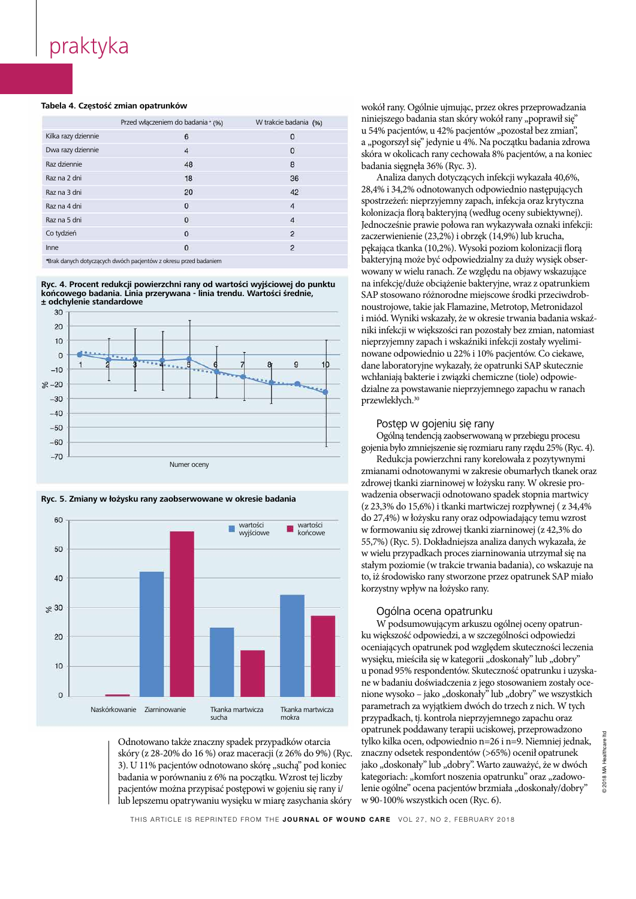**Tabela 4. Częstość zmian opatrunków**

| | Przed włączeniem do badania* (%) | W trakcie badania (%) |
|---|---|---|
| Kilka razy dziennie | 6 | 0 |
| Dwa razy dziennie | 4 | 0 |
| Raz dziennie | 48 | 8 |
| Raz na 2 dni | 18 | 36 |
| Raz na 3 dni | 20 | 42 |
| Raz na 4 dni | 0 | 4 |
| Raz na 5 dni | 0 | 4 |
| Co tydzień | 0 | 2 |
| Inne | 0 | 2 |

*Brak danych dotyczących dwóch pacjentów z okresu przed badaniem

**Ryc. 4. Procent redukcji powierzchni rany od wartości wyjściowej do punktu końcowego badania. Linia przerywana - linia trendu. Wartości średnie, ± odchylenie standardowe**

**Ryc. 5. Zmiany w łożysku rany zaobserwowane w okresie badania**

Odnotowano także znaczny spadek przypadków otarcia skóry (z 28-20% do 16 %) oraz maceracji (z 26% do 9%) (Ryc. 3). U 11% pacjentów odnotowano skórę „suchą" pod koniec badania w porównaniu z 6% na początku. Wzrost tej liczby pacjentów można przypisać postępowi w gojeniu się rany i/ lub lepszemu opatrywaniu wysięku w miarę zasychania skóry wokół rany. Ogólnie ujmując, przez okres przeprowadzania niniejszego badania stan skóry wokół rany „poprawił się" u 54% pacjentów, u 42% pacjentów „pozostał bez zmian", a „pogorszył się" jedynie u 4%. Na początku badania zdrowa skóra w okolicach rany cechowała 8% pacjentów, a na koniec badania sięgnęła 36% (Ryc. 3).

Analiza danych dotyczących infekcji wykazała 40,6%, 28,4% i 34,2% odnotowanych odpowiednio następujących spostrzeżeń: nieprzyjemny zapach, infekcja oraz krytyczna kolonizacja florą bakteryjną (według oceny subiektywnej). Jednocześnie prawie połowa ran wykazywała oznaki infekcji: zaczerwienienie (23,2%) i obrzęk (14,9%) lub krucha, pękająca tkanka (10,2%). Wysoki poziom kolonizacji florą bakteryjną może być odpowiedzialny za duży wysięk obserwowany w wielu ranach. Ze względu na objawy wskazujące na infekcję/duże obciążenie bakteryjne, wraz z opatrunkiem SAP stosowano różnorodne miejscowe środki przeciwdrobnoustrojowe, takie jak Flamazine, Metrotop, Metronidazol i miód. Wyniki wskazały, że w okresie trwania badania wskaźniki infekcji w większości ran pozostały bez zmian, natomiast nieprzyjemny zapach i wskaźniki infekcji zostały wyeliminowane odpowiednio u 22% i 10% pacjentów. Co ciekawe, dane laboratoryjne wykazały, że opatrunki SAP skutecznie wchłaniają bakterie i związki chemiczne (tiole) odpowiedzialne za powstawanie nieprzyjemnego zapachu w ranach przewlekłych.[30]

## Postęp w gojeniu się rany

Ogólną tendencją zaobserwowaną w przebiegu procesu gojenia było zmniejszenie się rozmiaru rany rzędu 25% (Ryc. 4).

Redukcja powierzchni rany korelowała z pozytywnymi zmianami odnotowanymi w zakresie obumarłych tkanek oraz zdrowej tkanki ziarninowej w łożysku rany. W okresie prowadzenia obserwacji odnotowano spadek stopnia martwicy (z 23,3% do 15,6%) i tkanki martwiczej rozpływnej ( z 34,4% do 27,4%) w łożysku rany oraz odpowiadający temu wzrost w formowaniu się zdrowej tkanki ziarninowej (z 42,3% do 55,7%) (Ryc. 5). Dokładniejsza analiza danych wykazała, że w wielu przypadkach proces ziarninowania utrzymał się na stałym poziomie (w trakcie trwania badania), co wskazuje na to, iż środowisko rany stworzone przez opatrunek SAP miało korzystny wpływ na łożysko rany.

## Ogólna ocena opatrunku

W podsumowującym arkuszu ogólnej oceny opatrunku większość odpowiedzi, a w szczególności odpowiedzi oceniających opatrunek pod względem skuteczności leczenia wysięku, mieściła się w kategorii „doskonały" lub „dobry" u ponad 95% respondentów. Skuteczność opatrunku i uzyskane w badaniu doświadczenia z jego stosowaniem zostały ocenione wysoko – jako „doskonały" lub „dobry" we wszystkich parametrach z wyjątkiem dwóch do trzech z nich. W tych przypadkach, tj. kontrola nieprzyjemnego zapachu oraz opatrunek poddawany terapii uciskowej, przeprowadzono tylko kilka ocen, odpowiednio n=26 i n=9. Niemniej jednak, znaczny odsetek respondentów (>65%) ocenił opatrunek jako „doskonały" lub „dobry". Warto zauważyć, że w dwóch kategoriach: „komfort noszenia opatrunku" oraz „zadowolenie ogólne" ocena pacjentów brzmiała „doskonały/dobry" w 90-100% wszystkich ocen (Ryc. 6).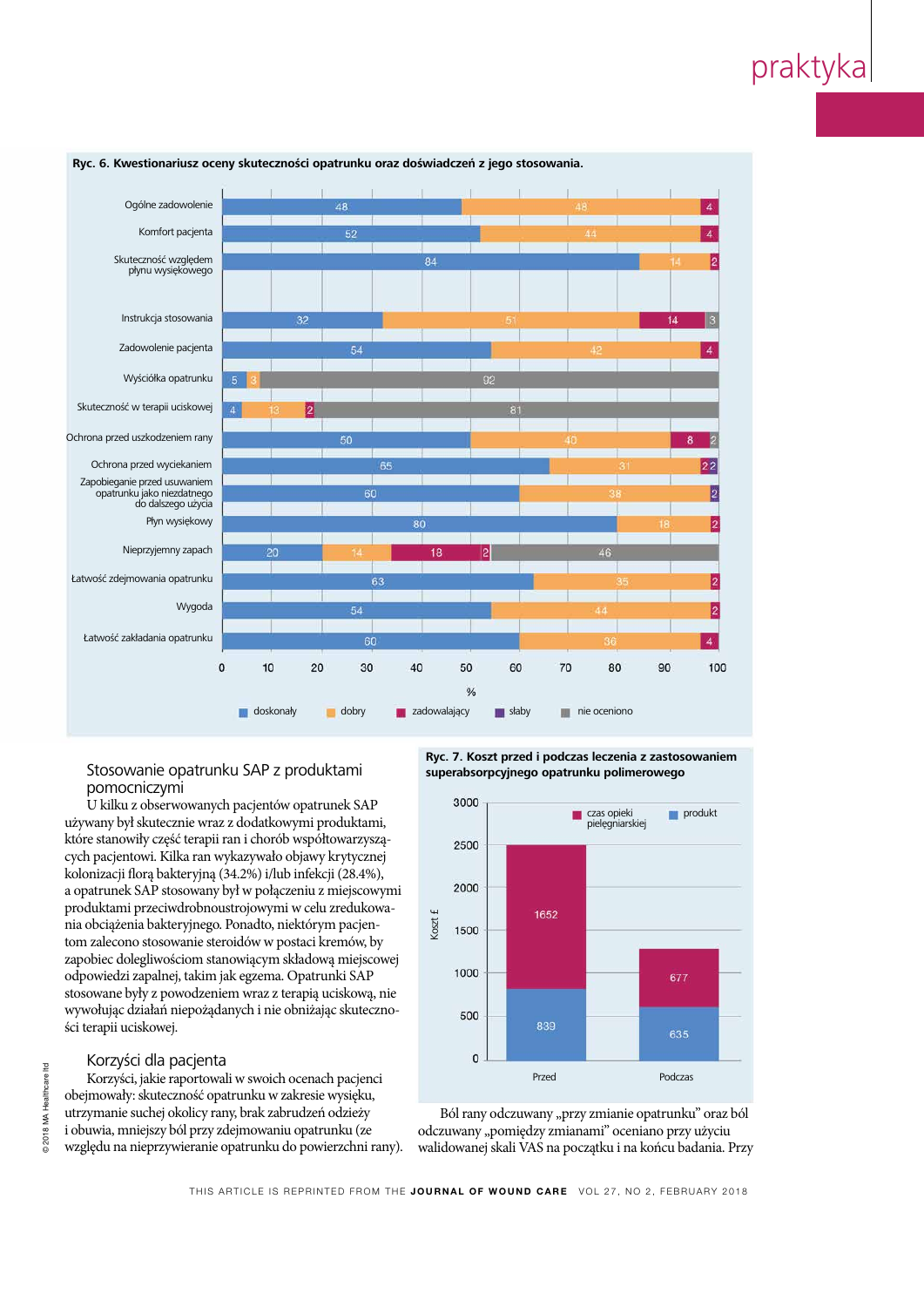**Ryc. 6. Kwestionariusz oceny skuteczności opatrunku oraz doświadczeń z jego stosowania.**

| | doskonały | dobry | zadowalający | słaby | nie oceniono |
|---|---|---|---|---|---|
| Ogólne zadowolenie | 48 | 48 | 4 | | |
| Komfort pacjenta | 52 | 44 | 4 | | |
| Skuteczność względem płynu wysiękowego | 84 | 14 | 2 | | |
| Instrukcja stosowania | 32 | 51 | 14 | | 3 |
| Zadowolenie pacjenta | 54 | 42 | 4 | | |
| Wyściółka opatrunku | 5 | 3 | | | 92 |
| Skuteczność w terapii uciskowej | 4 | 13 | 2 | | 81 |
| Ochrona przed uszkodzeniem rany | 50 | 40 | 8 | | 2 |
| Ochrona przed wyciekaniem | 65 | 31 | 2 | 2 | |
| Zapobieganie przed usuwaniem opatrunku jako niezdatnego do dalszego użycia | 60 | 38 | 2 | | |
| Płyn wysiękowy | 80 | 18 | 2 | | |
| Nieprzyjemny zapach | 20 | 14 | 18 | 2 | 46 |
| Łatwość zdejmowania opatrunku | 63 | 35 | 2 | | |
| Wygoda | 54 | 44 | 2 | | |
| Łatwość zakładania opatrunku | 60 | 36 | 4 | | |

%

## Stosowanie opatrunku SAP z produktami pomocniczymi

U kilku z obserwowanych pacjentów opatrunek SAP używany był skutecznie wraz z dodatkowymi produktami, które stanowiły część terapii ran i chorób współtowarzyszących pacjentowi. Kilka ran wykazywało objawy krytycznej kolonizacji florą bakteryjną (34.2%) i/lub infekcji (28.4%), a opatrunek SAP stosowany był w połączeniu z miejscowymi produktami przeciwdrobnoustrojowymi w celu zredukowania obciążenia bakteryjnego. Ponadto, niektórym pacjentom zalecono stosowanie steroidów w postaci kremów, by zapobiec dolegliwościom stanowiącym składową miejscowej odpowiedzi zapalnej, takim jak egzema. Opatrunki SAP stosowane były z powodzeniem wraz z terapią uciskową, nie wywołując działań niepożądanych i nie obniżając skuteczności terapii uciskowej.

## Korzyści dla pacjenta

Korzyści, jakie raportowali w swoich ocenach pacjenci obejmowały: skuteczność opatrunku w zakresie wysięku, utrzymanie suchej okolicy rany, brak zabrudzeń odzieży i obuwia, mniejszy ból przy zdejmowaniu opatrunku (ze względu na nieprzywieranie opatrunku do powierzchni rany).

**Ryc. 7. Koszt przed i podczas leczenia z zastosowaniem superabsorpcyjnego opatrunku polimerowego**

| Koszt £ | produkt | czas opieki pielęgniarskiej |
|---|---|---|
| Przed | 839 | 1652 |
| Podczas | 635 | 677 |

Ból rany odczuwany „przy zmianie opatrunku” oraz ból odczuwany „pomiędzy zmianami” oceniano przy użyciu walidowanej skali VAS na początku i na końcu badania. Przy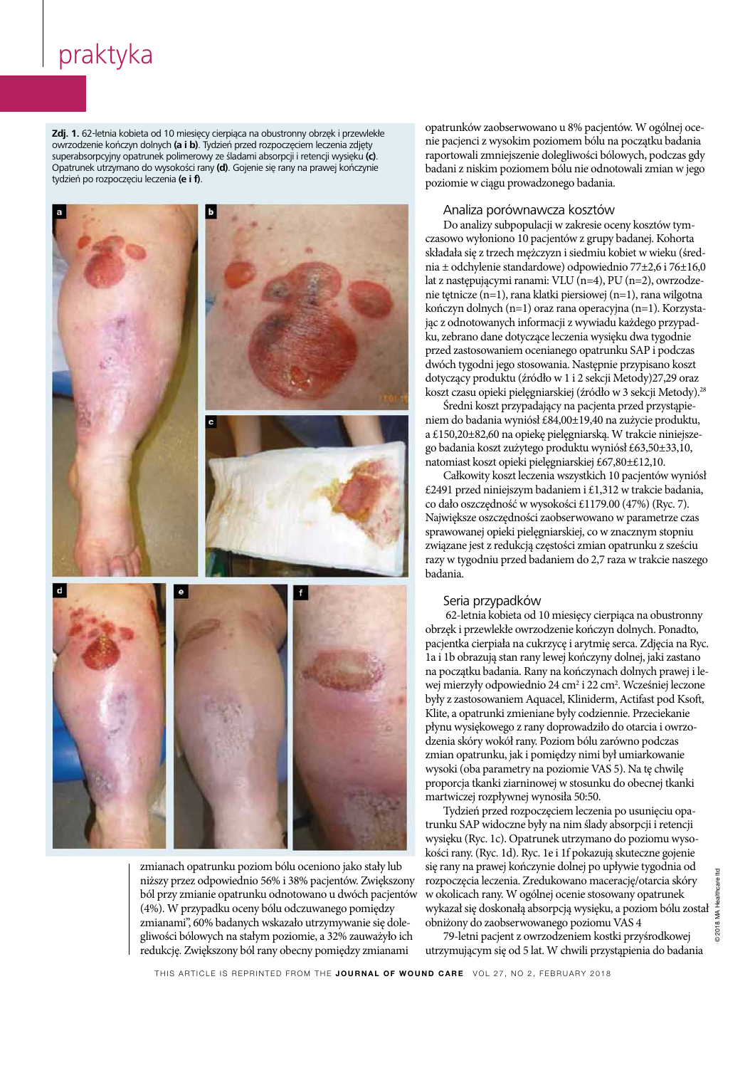Zdj. 1. 62-letnia kobieta od 10 miesięcy cierpiąca na obustronny obrzęk i przewlekłe owrzodzenie kończyn dolnych **(a i b)**. Tydzień przed rozpoczęciem leczenia zdjęty superabsorpcyjny opatrunek polimerowy ze śladami absorpcji i retencji wysięku **(c)**. Opatrunek utrzymano do wysokości rany **(d)**. Gojenie się rany na prawej kończynie tydzień po rozpoczęciu leczenia **(e i f)**.

zmianach opatrunku poziom bólu oceniono jako stały lub niższy przez odpowiednio 56% i 38% pacjentów. Zwiększony ból przy zmianie opatrunku odnotowano u dwóch pacjentów (4%). W przypadku oceny bólu odczuwanego pomiędzy zmianami", 60% badanych wskazało utrzymywanie się dolegliwości bólowych na stałym poziomie, a 32% zauważyło ich redukcję. Zwiększony ból rany obecny pomiędzy zmianami opatrunków zaobserwowano u 8% pacjentów. W ogólnej ocenie pacjenci z wysokim poziomem bólu na początku badania raportowali zmniejszenie dolegliwości bólowych, podczas gdy badani z niskim poziomem bólu nie odnotowali zmian w jego poziomie w ciągu prowadzonego badania.

## Analiza porównawcza kosztów

Do analizy subpopulacji w zakresie oceny kosztów tymczasowo wyłoniono 10 pacjentów z grupy badanej. Kohorta składała się z trzech mężczyzn i siedmiu kobiet w wieku (średnia ± odchylenie standardowe) odpowiednio 77±2,6 i 76±16,0 lat z następującymi ranami: VLU (n=4), PU (n=2), owrzodzenie tętnicze (n=1), rana klatki piersiowej (n=1), rana wilgotna kończyn dolnych (n=1) oraz rana operacyjna (n=1). Korzystając z odnotowanych informacji z wywiadu każdego przypadku, zebrano dane dotyczące leczenia wysięku dwa tygodnie przed zastosowaniem ocenianego opatrunku SAP i podczas dwóch tygodni jego stosowania. Następnie przypisano koszt dotyczący produktu (źródło w 1 i 2 sekcji Metody)27,29 oraz koszt czasu opieki pielęgniarskiej (źródło w 3 sekcji Metody).[28]

Średni koszt przypadający na pacjenta przed przystąpieniem do badania wyniósł £84,00±19,40 na zużycie produktu, a £150,20±82,60 na opiekę pielęgniarską. W trakcie niniejszego badania koszt zużytego produktu wyniósł £63,50±33,10, natomiast koszt opieki pielęgniarskiej £67,80±£12,10.

Całkowity koszt leczenia wszystkich 10 pacjentów wyniósł £2491 przed niniejszym badaniem i £1,312 w trakcie badania, co dało oszczędność w wysokości £1179.00 (47%) (Ryc. 7). Największe oszczędności zaobserwowano w parametrze czas sprawowanej opieki pielęgniarskiej, co w znacznym stopniu związane jest z redukcją częstości zmian opatrunku z sześciu razy w tygodniu przed badaniem do 2,7 raza w trakcie naszego badania.

## Seria przypadków

62-letnia kobieta od 10 miesięcy cierpiąca na obustronny obrzęk i przewlekłe owrzodzenie kończyn dolnych. Ponadto, pacjentka cierpiała na cukrzycę i arytmię serca. Zdjęcia na Ryc. 1a i 1b obrazują stan rany lewej kończyny dolnej, jaki zastano na początku badania. Rany na kończynach dolnych prawej i lewej mierzyły odpowiednio 24 cm$^2$ i 22 cm$^2$. Wcześniej leczone były z zastosowaniem Aquacel, Kliniderm, Actifast pod Ksoft, Klite, a opatrunki zmieniane były codziennie. Przeciekanie płynu wysiękowego z rany doprowadziło do otarcia i owrzodzenia skóry wokół rany. Poziom bólu zarówno podczas zmian opatrunku, jak i pomiędzy nimi był umiarkowanie wysoki (oba parametry na poziomie VAS 5). Na tę chwilę proporcja tkanki ziarninowej w stosunku do obecnej tkanki martwiczej rozpływnej wynosiła 50:50.

Tydzień przed rozpoczęciem leczenia po usunięciu opatrunku SAP widoczne były na nim ślady absorpcji i retencji wysięku (Ryc. 1c). Opatrunek utrzymano do poziomu wysokości rany. (Ryc. 1d). Ryc. 1e i 1f pokazują skuteczne gojenie się rany na prawej kończynie dolnej po upływie tygodnia od rozpoczęcia leczenia. Zredukowano macerację/otarcia skóry w okolicach rany. W ogólnej ocenie stosowany opatrunek wykazał się doskonałą absorpcją wysięku, a poziom bólu został obniżony do zaobserwowanego poziomu VAS 4

79-letni pacjent z owrzodzeniem kostki przyśrodkowej utrzymującym się od 5 lat. W chwili przystąpienia do badania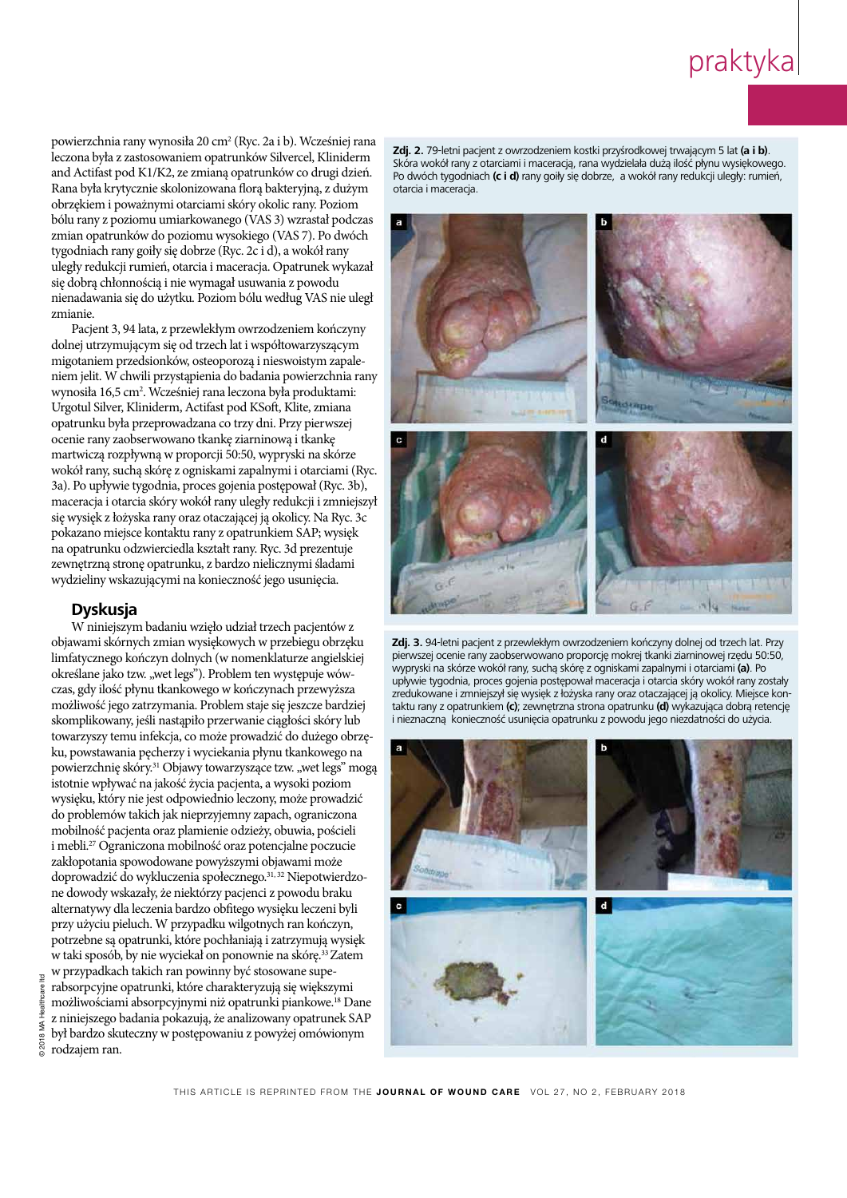powierzchnia rany wynosiła 20 cm$^2$ (Ryc. 2a i b). Wcześniej rana leczona była z zastosowaniem opatrunków Silvercel, Kliniderm and Actifast pod K1/K2, ze zmianą opatrunków co drugi dzień. Rana była krytycznie skolonizowana florą bakteryjną, z dużym obrzękiem i poważnymi otarciami skóry okolic rany. Poziom bólu rany z poziomu umiarkowanego (VAS 3) wzrastał podczas zmian opatrunków do poziomu wysokiego (VAS 7). Po dwóch tygodniach rany goiły się dobrze (Ryc. 2c i d), a wokół rany uległy redukcji rumień, otarcia i maceracja. Opatrunek wykazał się dobrą chłonnością i nie wymagał usuwania z powodu nienadawania się do użytku. Poziom bólu według VAS nie uległ zmianie.

Pacjent 3, 94 lata, z przewlekłym owrzodzeniem kończyny dolnej utrzymującym się od trzech lat i współtowarzyszącym migotaniem przedsionków, osteoporozą i nieswoistym zapaleniem jelit. W chwili przystąpienia do badania powierzchnia rany wynosiła 16,5 cm$^2$. Wcześniej rana leczona była produktami: Urgotul Silver, Kliniderm, Actifast pod KSoft, Klite, zmiana opatrunku była przeprowadzana co trzy dni. Przy pierwszej ocenie rany zaobserwowano tkankę ziarninową i tkankę martwiczą rozpływną w proporcji 50:50, wypryski na skórze wokół rany, suchą skórę z ogniskami zapalnymi i otarciami (Ryc. 3a). Po upływie tygodnia, proces gojenia postępował (Ryc. 3b), maceracja i otarcia skóry wokół rany uległy redukcji i zmniejszył się wysięk z łożyska rany oraz otaczającej ją okolicy. Na Ryc. 3c pokazano miejsce kontaktu rany z opatrunkiem SAP; wysięk na opatrunku odzwierciedla kształt rany. Ryc. 3d prezentuje zewnętrzną stronę opatrunku, z bardzo nielicznymi śladami wydzieliny wskazującymi na konieczność jego usunięcia.

## Dyskusja

W niniejszym badaniu wzięło udział trzech pacjentów z objawami skórnych zmian wysiękowych w przebiegu obrzęku limfatycznego kończyn dolnych (w nomenklaturze angielskiej określane jako tzw. „wet legs"). Problem ten występuje wówczas, gdy ilość płynu tkankowego w kończynach przewyższa możliwość jego zatrzymania. Problem staje się jeszcze bardziej skomplikowany, jeśli nastąpiło przerwanie ciągłości skóry lub towarzyszy temu infekcja, co może prowadzić do dużego obrzęku, powstawania pęcherzy i wyciekania płynu tkankowego na powierzchnię skóry.[31] Objawy towarzyszące tzw. „wet legs" mogą istotnie wpływać na jakość życia pacjenta, a wysoki poziom wysięku, który nie jest odpowiednio leczony, może prowadzić do problemów takich jak nieprzyjemny zapach, ograniczona mobilność pacjenta oraz plamienie odzieży, obuwia, pościeli i mebli.[27] Ograniczona mobilność oraz potencjalne poczucie zakłopotania spowodowane powyższymi objawami może doprowadzić do wykluczenia społecznego.[31, 32] Niepotwierdzone dowody wskazały, że niektórzy pacjenci z powodu braku alternatywy dla leczenia bardzo obfitego wysięku leczeni byli przy użyciu pieluch. W przypadku wilgotnych ran kończyn, potrzebne są opatrunki, które pochłaniają i zatrzymują wysięk w taki sposób, by nie wyciekał on ponownie na skórę.[33] Zatem w przypadkach takich ran powinny być stosowane superabsorpcyjne opatrunki, które charakteryzują się większymi możliwościami absorpcyjnymi niż opatrunki piankowe.[18] Dane z niniejszego badania pokazują, że analizowany opatrunek SAP był bardzo skuteczny w postępowaniu z powyżej omówionym rodzajem ran.

**Zdj. 2.** 79-letni pacjent z owrzodzeniem kostki przyśrodkowej trwającym 5 lat **(a i b)**. Skóra wokół rany z otarciami i maceracją, rana wydzielała dużą ilość płynu wysiękowego. Po dwóch tygodniach **(c i d)** rany goiły się dobrze, a wokół rany redukcji uległy: rumień, otarcia i maceracja.

**Zdj. 3.** 94-letni pacjent z przewlekłym owrzodzeniem kończyny dolnej od trzech lat. Przy pierwszej ocenie rany zaobserwowano proporcję mokrej tkanki ziarninowej rzędu 50:50, wypryski na skórze wokół rany, suchą skórę z ogniskami zapalnymi i otarciami **(a)**. Po upływie tygodnia, proces gojenia postępował maceracja i otarcia skóry wokół rany zostały zredukowane i zmniejszył się wysięk z łożyska rany oraz otaczającej ją okolicy. Miejsce kontaktu rany z opatrunkiem **(c)**; zewnętrzna strona opatrunku **(d)** wykazująca dobrą retencję i nieznaczną konieczność usunięcia opatrunku z powodu jego niezdatności do użycia.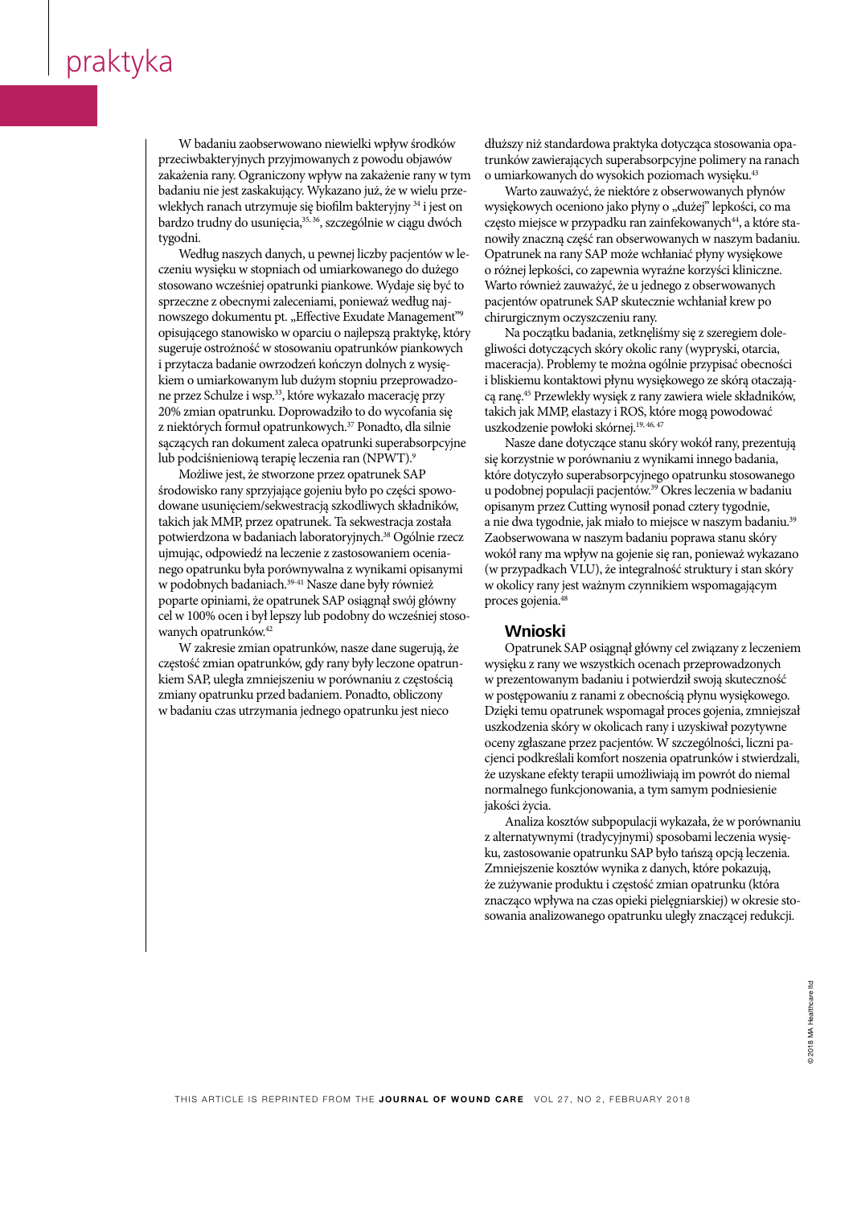W badaniu zaobserwowano niewielki wpływ środków przeciwbakteryjnych przyjmowanych z powodu objawów zakażenia rany. Ograniczony wpływ na zakażenie rany w tym badaniu nie jest zaskakujący. Wykazano już, że w wielu przewlekłych ranach utrzymuje się biofilm bakteryjny [34] i jest on bardzo trudny do usunięcia,[35,36], szczególnie w ciągu dwóch tygodni.

Według naszych danych, u pewnej liczby pacjentów w leczeniu wysięku w stopniach od umiarkowanego do dużego stosowano wcześniej opatrunki piankowe. Wydaje się być to sprzeczne z obecnymi zaleceniami, ponieważ według najnowszego dokumentu pt. „Effective Exudate Management"[9] opisującego stanowisko w oparciu o najlepszą praktykę, który sugeruje ostrożność w stosowaniu opatrunków piankowych i przytacza badanie owrzodzeń kończyn dolnych z wysiękiem o umiarkowanym lub dużym stopniu przeprowadzone przez Schulze i wsp.[33], które wykazało macerację przy 20% zmian opatrunku. Doprowadziło to do wycofania się z niektórych formuł opatrunkowych.[37] Ponadto, dla silnie sączących ran dokument zaleca opatrunki superabsorpcyjne lub podciśnieniową terapię leczenia ran (NPWT).[9]

Możliwe jest, że stworzone przez opatrunek SAP środowisko rany sprzyjające gojeniu było po części spowodowane usunięciem/sekwestracją szkodliwych składników, takich jak MMP, przez opatrunek. Ta sekwestracja została potwierdzona w badaniach laboratoryjnych.[38] Ogólnie rzecz ujmując, odpowiedź na leczenie z zastosowaniem ocenianego opatrunku była porównywalna z wynikami opisanymi w podobnych badaniach.[39-41] Nasze dane były również poparte opiniami, że opatrunek SAP osiągnął swój główny cel w 100% ocen i był lepszy lub podobny do wcześniej stosowanych opatrunków.[42]

W zakresie zmian opatrunków, nasze dane sugerują, że częstość zmian opatrunków, gdy rany były leczone opatrunkiem SAP, uległa zmniejszeniu w porównaniu z częstością zmiany opatrunku przed badaniem. Ponadto, obliczony w badaniu czas utrzymania jednego opatrunku jest nieco dłuższy niż standardowa praktyka dotycząca stosowania opatrunków zawierających superabsorpcyjne polimery na ranach o umiarkowanych do wysokich poziomach wysięku.[43]

Warto zauważyć, że niektóre z obserwowanych płynów wysiękowych oceniono jako płyny o „dużej" lepkości, co ma często miejsce w przypadku ran zainfekowanych[44], a które stanowiły znaczną część ran obserwowanych w naszym badaniu. Opatrunek na rany SAP może wchłaniać płyny wysiękowe o różnej lepkości, co zapewnia wyraźne korzyści kliniczne. Warto również zauważyć, że u jednego z obserwowanych pacjentów opatrunek SAP skutecznie wchłaniał krew po chirurgicznym oczyszczeniu rany.

Na początku badania, zetknęliśmy się z szeregiem dolegliwości dotyczących skóry okolic rany (wypryski, otarcia, maceracja). Problemy te można ogólnie przypisać obecności i bliskiemu kontaktowi płynu wysiękowego ze skórą otaczającą ranę.[45] Przewlekły wysięk z rany zawiera wiele składników, takich jak MMP, elastazy i ROS, które mogą powodować uszkodzenie powłoki skórnej.[19,46,47]

Nasze dane dotyczące stanu skóry wokół rany, prezentują się korzystnie w porównaniu z wynikami innego badania, które dotyczyło superabsorpcyjnego opatrunku stosowanego u podobnej populacji pacjentów.[39] Okres leczenia w badaniu opisanym przez Cutting wynosił ponad cztery tygodnie, a nie dwa tygodnie, jak miało to miejsce w naszym badaniu.[39] Zaobserwowana w naszym badaniu poprawa stanu skóry wokół rany ma wpływ na gojenie się ran, ponieważ wykazano (w przypadkach VLU), że integralność struktury i stan skóry w okolicy rany jest ważnym czynnikiem wspomagającym proces gojenia.[48]

## Wnioski

Opatrunek SAP osiągnął główny cel związany z leczeniem wysięku z rany we wszystkich ocenach przeprowadzonych w prezentowanym badaniu i potwierdził swoją skuteczność w postępowaniu z ranami z obecnością płynu wysiękowego. Dzięki temu opatrunek wspomagał proces gojenia, zmniejszał uszkodzenia skóry w okolicach rany i uzyskiwał pozytywne oceny zgłaszane przez pacjentów. W szczególności, liczni pacjenci podkreślali komfort noszenia opatrunków i stwierdzali, że uzyskane efekty terapii umożliwiają im powrót do niemal normalnego funkcjonowania, a tym samym podniesienie jakości życia.

Analiza kosztów subpopulacji wykazała, że w porównaniu z alternatywnymi (tradycyjnymi) sposobami leczenia wysięku, zastosowanie opatrunku SAP było tańszą opcją leczenia. Zmniejszenie kosztów wynika z danych, które pokazują, że zużywanie produktu i częstość zmian opatrunku (która znacząco wpływa na czas opieki pielęgniarskiej) w okresie stosowania analizowanego opatrunku uległy znaczącej redukcji.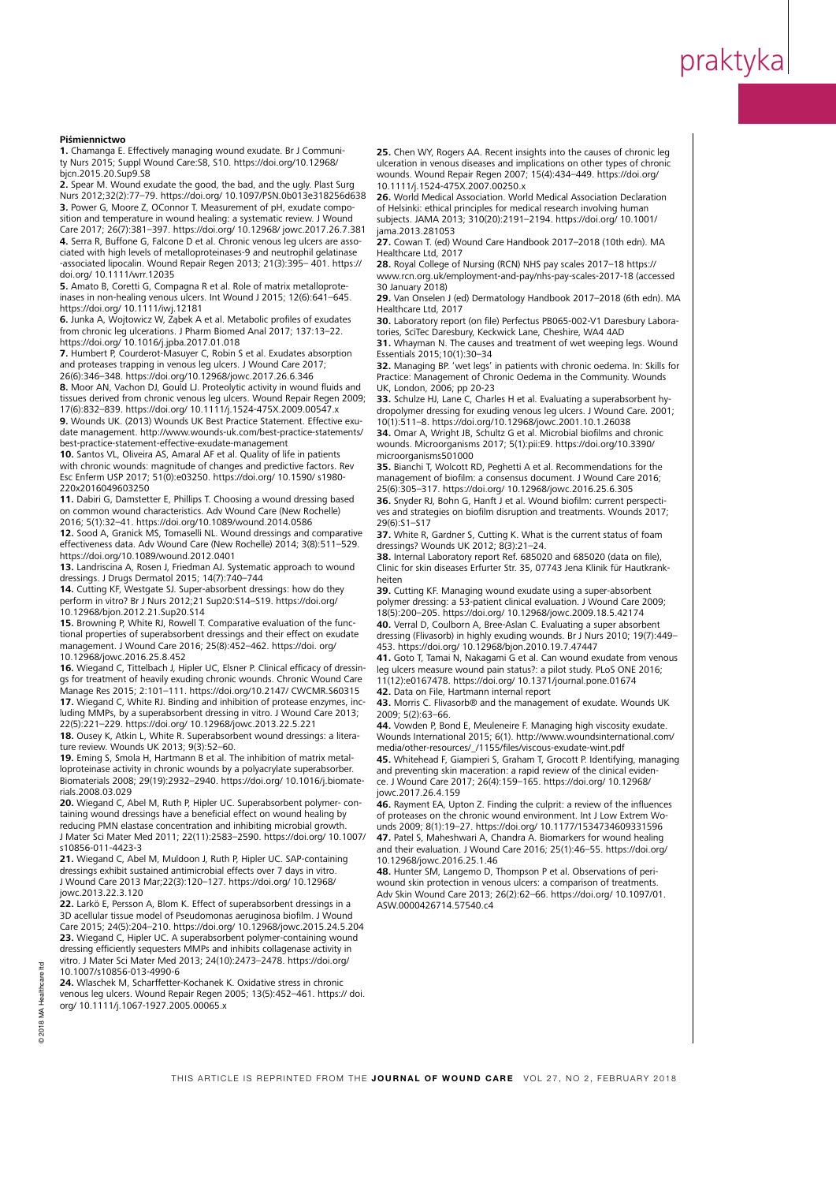#### Piśmiennictwo

**1.** Chamanga E. Effectively managing wound exudate. Br J Community Nurs 2015; Suppl Wound Care:S8, S10. https://doi.org/10.12968/bjcn.2015.20.Sup9.S8

**2.** Spear M. Wound exudate the good, the bad, and the ugly. Plast Surg Nurs 2012;32(2):77–79. https://doi.org/ 10.1097/PSN.0b013e318256d638

**3.** Power G, Moore Z, OConnor T. Measurement of pH, exudate composition and temperature in wound healing: a systematic review. J Wound Care 2017; 26(7):381–397. https://doi.org/ 10.12968/ jowc.2017.26.7.381

**4.** Serra R, Buffone G, Falcone D et al. Chronic venous leg ulcers are associated with high levels of metalloproteinases-9 and neutrophil gelatinase-associated lipocalin. Wound Repair Regen 2013; 21(3):395– 401. https://doi.org/ 10.1111/wrr.12035

**5.** Amato B, Coretti G, Compagna R et al. Role of matrix metalloproteinases in non-healing venous ulcers. Int Wound J 2015; 12(6):641–645. https://doi.org/ 10.1111/iwj.12181

**6.** Junka A, Wojtowicz W, Ząbek A et al. Metabolic profiles of exudates from chronic leg ulcerations. J Pharm Biomed Anal 2017; 137:13–22. https://doi.org/ 10.1016/j.jpba.2017.01.018

**7.** Humbert P, Courderot-Masuyer C, Robin S et al. Exudates absorption and proteases trapping in venous leg ulcers. J Wound Care 2017; 26(6):346–348. https://doi.org/10.12968/jowc.2017.26.6.346

**8.** Moor AN, Vachon DJ, Gould LJ. Proteolytic activity in wound fluids and tissues derived from chronic venous leg ulcers. Wound Repair Regen 2009; 17(6):832–839. https://doi.org/ 10.1111/j.1524-475X.2009.00547.x

**9.** Wounds UK. (2013) Wounds UK Best Practice Statement. Effective exudate management. http://www.wounds-uk.com/best-practice-statements/best-practice-statement-effective-exudate-management

**10.** Santos VL, Oliveira AS, Amaral AF et al. Quality of life in patients with chronic wounds: magnitude of changes and predictive factors. Rev Esc Enferm USP 2017; 51(0):e03250. https://doi.org/ 10.1590/ s1980-220x2016049603250

**11.** Dabiri G, Damstetter E, Phillips T. Choosing a wound dressing based on common wound characteristics. Adv Wound Care (New Rochelle) 2016; 5(1):32–41. https://doi.org/10.1089/wound.2014.0586

**12.** Sood A, Granick MS, Tomaselli NL. Wound dressings and comparative effectiveness data. Adv Wound Care (New Rochelle) 2014; 3(8):511–529. https://doi.org/10.1089/wound.2012.0401

**13.** Landriscina A, Rosen J, Friedman AJ. Systematic approach to wound dressings. J Drugs Dermatol 2015; 14(7):740–744

**14.** Cutting KF, Westgate SJ. Super-absorbent dressings: how do they perform in vitro? Br J Nurs 2012;21 Sup20:S14–S19. https://doi.org/ 10.12968/bjon.2012.21.Sup20.S14

**15.** Browning P, White RJ, Rowell T. Comparative evaluation of the functional properties of superabsorbent dressings and their effect on exudate management. J Wound Care 2016; 25(8):452–462. https://doi. org/ 10.12968/jowc.2016.25.8.452

**16.** Wiegand C, Tittelbach J, Hipler UC, Elsner P. Clinical efficacy of dressings for treatment of heavily exuding chronic wounds. Chronic Wound Care Manage Res 2015; 2:101–111. https://doi.org/10.2147/ CWCMR.S60315

**17.** Wiegand C, White RJ. Binding and inhibition of protease enzymes, including MMPs, by a superabsorbent dressing in vitro. J Wound Care 2013; 22(5):221–229. https://doi.org/ 10.12968/jowc.2013.22.5.221

**18.** Ousey K, Atkin L, White R. Superabsorbent wound dressings: a literature review. Wounds UK 2013; 9(3):52–60.

**19.** Eming S, Smola H, Hartmann B et al. The inhibition of matrix metalloproteinase activity in chronic wounds by a polyacrylate superabsorber. Biomaterials 2008; 29(19):2932–2940. https://doi.org/ 10.1016/j.biomaterials.2008.03.029

**20.** Wiegand C, Abel M, Ruth P, Hipler UC. Superabsorbent polymer- containing wound dressings have a beneficial effect on wound healing by reducing PMN elastase concentration and inhibiting microbial growth. J Mater Sci Mater Med 2011; 22(11):2583–2590. https://doi.org/ 10.1007/ s10856-011-4423-3

**21.** Wiegand C, Abel M, Muldoon J, Ruth P, Hipler UC. SAP-containing dressings exhibit sustained antimicrobial effects over 7 days in vitro. J Wound Care 2013 Mar;22(3):120–127. https://doi.org/ 10.12968/ jowc.2013.22.3.120

**22.** Larkö E, Persson A, Blom K. Effect of superabsorbent dressings in a 3D acellular tissue model of Pseudomonas aeruginosa biofilm. J Wound Care 2015; 24(5):204–210. https://doi.org/ 10.12968/jowc.2015.24.5.204

**23.** Wiegand C, Hipler UC. A superabsorbent polymer-containing wound dressing efficiently sequesters MMPs and inhibits collagenase activity in vitro. J Mater Sci Mater Med 2013; 24(10):2473–2478. https://doi.org/ 10.1007/s10856-013-4990-6

**24.** Wlaschek M, Scharffetter-Kochanek K. Oxidative stress in chronic venous leg ulcers. Wound Repair Regen 2005; 13(5):452–461. https:// doi. org/ 10.1111/j.1067-1927.2005.00065.x

**25.** Chen WY, Rogers AA. Recent insights into the causes of chronic leg ulceration in venous diseases and implications on other types of chronic wounds. Wound Repair Regen 2007; 15(4):434–449. https://doi.org/ 10.1111/j.1524-475X.2007.00250.x

**26.** World Medical Association. World Medical Association Declaration of Helsinki: ethical principles for medical research involving human subjects. JAMA 2013; 310(20):2191–2194. https://doi.org/ 10.1001/ jama.2013.281053

**27.** Cowan T. (ed) Wound Care Handbook 2017–2018 (10th edn). MA Healthcare Ltd, 2017

**28.** Royal College of Nursing (RCN) NHS pay scales 2017–18 https:// www.rcn.org.uk/employment-and-pay/nhs-pay-scales-2017-18 (accessed 30 January 2018)

**29.** Van Onselen J (ed) Dermatology Handbook 2017–2018 (6th edn). MA Healthcare Ltd, 2017

**30.** Laboratory report (on file) Perfectus PB065-002-V1 Daresbury Laboratories, SciTec Daresbury, Keckwick Lane, Cheshire, WA4 4AD

**31.** Whayman N. The causes and treatment of wet weeping legs. Wound Essentials 2015;10(1):30–34

**32.** Managing BP. 'wet legs' in patients with chronic oedema. In: Skills for Practice: Management of Chronic Oedema in the Community. Wounds UK, London, 2006; pp 20-23

**33.** Schulze HJ, Lane C, Charles H et al. Evaluating a superabsorbent hydropolymer dressing for exuding venous leg ulcers. J Wound Care. 2001; 10(1):511–8. https://doi.org/10.12968/jowc.2001.10.1.26038

**34.** Omar A, Wright JB, Schultz G et al. Microbial biofilms and chronic wounds. Microorganisms 2017; 5(1):pii:E9. https://doi.org/10.3390/ microorganisms501000

**35.** Bianchi T, Wolcott RD, Peghetti A et al. Recommendations for the management of biofilm: a consensus document. J Wound Care 2016; 25(6):305–317. https://doi.org/ 10.12968/jowc.2016.25.6.305

**36.** Snyder RJ, Bohn G, Hanft J et al. Wound biofilm: current perspectives and strategies on biofilm disruption and treatments. Wounds 2017; 29(6):S1–S17

**37.** White R, Gardner S, Cutting K. What is the current status of foam dressings? Wounds UK 2012; 8(3):21–24.

**38.** Internal Laboratory report Ref. 685020 and 685020 (data on file), Clinic for skin diseases Erfurter Str. 35, 07743 Jena Klinik für Hautkrankheiten

**39.** Cutting KF. Managing wound exudate using a super-absorbent polymer dressing: a 53-patient clinical evaluation. J Wound Care 2009; 18(5):200–205. https://doi.org/ 10.12968/jowc.2009.18.5.42174

**40.** Verral D, Coulborn A, Bree-Aslan C. Evaluating a super absorbent dressing (Flivasorb) in highly exuding wounds. Br J Nurs 2010; 19(7):449–453. https://doi.org/ 10.12968/bjon.2010.19.7.47447

**41.** Goto T, Tamai N, Nakagami G et al. Can wound exudate from venous leg ulcers measure wound pain status?: a pilot study. PLoS ONE 2016; 11(12):e0167478. https://doi.org/ 10.1371/journal.pone.01674

**42.** Data on File, Hartmann internal report

**43.** Morris C. Flivasorb® and the management of exudate. Wounds UK 2009; 5(2):63–66.

**44.** Vowden P, Bond E, Meuleneire F. Managing high viscosity exudate. Wounds International 2015; 6(1). http://www.woundsinternational.com/ media/other-resources/_/1155/files/viscous-exudate-wint.pdf

**45.** Whitehead F, Giampieri S, Graham T, Grocott P. Identifying, managing and preventing skin maceration: a rapid review of the clinical evidence. J Wound Care 2017; 26(4):159–165. https://doi.org/ 10.12968/ jowc.2017.26.4.159

**46.** Rayment EA, Upton Z. Finding the culprit: a review of the influences of proteases on the chronic wound environment. Int J Low Extrem Wounds 2009; 8(1):19–27. https://doi.org/ 10.1177/1534734609331596

**47.** Patel S, Maheshwari A, Chandra A. Biomarkers for wound healing and their evaluation. J Wound Care 2016; 25(1):46–55. https://doi.org/ 10.12968/jowc.2016.25.1.46

**48.** Hunter SM, Langemo D, Thompson P et al. Observations of periwound skin protection in venous ulcers: a comparison of treatments. Adv Skin Wound Care 2013; 26(2):62–66. https://doi.org/ 10.1097/01. ASW.0000426714.57540.c4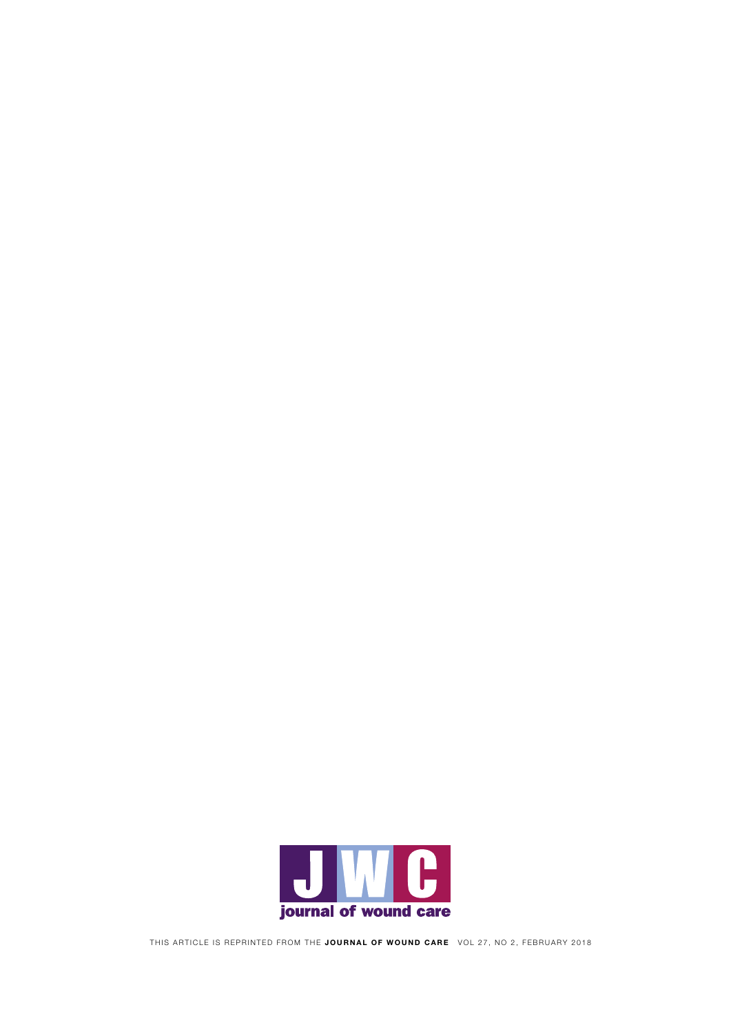journal of wound care

THIS ARTICLE IS REPRINTED FROM THE **JOURNAL OF WOUND CARE** VOL 27, NO 2, FEBRUARY 2018